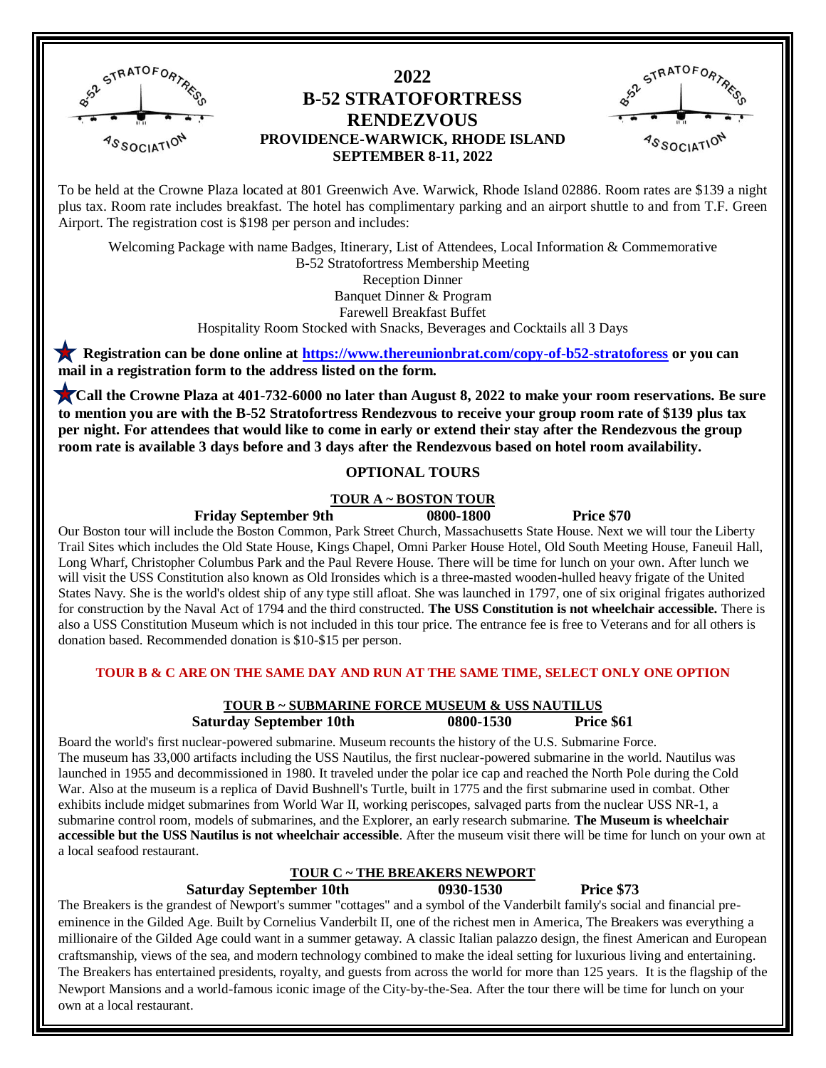# 2022
# B-52 STRATOFORTRESS RENDEZVOUS
## PROVIDENCE-WARWICK, RHODE ISLAND
## SEPTEMBER 8-11, 2022

To be held at the Crowne Plaza located at 801 Greenwich Ave. Warwick, Rhode Island 02886. Room rates are $139 a night plus tax. Room rate includes breakfast. The hotel has complimentary parking and an airport shuttle to and from T.F. Green Airport. The registration cost is $198 per person and includes:

Welcoming Package with name Badges, Itinerary, List of Attendees, Local Information & Commemorative
B-52 Stratofortress Membership Meeting
Reception Dinner
Banquet Dinner & Program
Farewell Breakfast Buffet
Hospitality Room Stocked with Snacks, Beverages and Cocktails all 3 Days

★ **Registration can be done online at https://www.thereunionbrat.com/copy-of-b52-stratoforess or you can mail in a registration form to the address listed on the form.**

★ **Call the Crowne Plaza at 401-732-6000 no later than August 8, 2022 to make your room reservations. Be sure to mention you are with the B-52 Stratofortress Rendezvous to receive your group room rate of $139 plus tax per night. For attendees that would like to come in early or extend their stay after the Rendezvous the group room rate is available 3 days before and 3 days after the Rendezvous based on hotel room availability.**

## OPTIONAL TOURS

### TOUR A ~ BOSTON TOUR

**Friday September 9th　　0800-1800　　Price $70**

Our Boston tour will include the Boston Common, Park Street Church, Massachusetts State House. Next we will tour the Liberty Trail Sites which includes the Old State House, Kings Chapel, Omni Parker House Hotel, Old South Meeting House, Faneuil Hall, Long Wharf, Christopher Columbus Park and the Paul Revere House. There will be time for lunch on your own. After lunch we will visit the USS Constitution also known as Old Ironsides which is a three-masted wooden-hulled heavy frigate of the United States Navy. She is the world's oldest ship of any type still afloat. She was launched in 1797, one of six original frigates authorized for construction by the Naval Act of 1794 and the third constructed. **The USS Constitution is not wheelchair accessible.** There is also a USS Constitution Museum which is not included in this tour price. The entrance fee is free to Veterans and for all others is donation based. Recommended donation is $10-$15 per person.

**TOUR B & C ARE ON THE SAME DAY AND RUN AT THE SAME TIME, SELECT ONLY ONE OPTION**

### TOUR B ~ SUBMARINE FORCE MUSEUM & USS NAUTILUS

**Saturday September 10th　　0800-1530　　Price $61**

Board the world's first nuclear-powered submarine. Museum recounts the history of the U.S. Submarine Force. The museum has 33,000 artifacts including the USS Nautilus, the first nuclear-powered submarine in the world. Nautilus was launched in 1955 and decommissioned in 1980. It traveled under the polar ice cap and reached the North Pole during the Cold War. Also at the museum is a replica of David Bushnell's Turtle, built in 1775 and the first submarine used in combat. Other exhibits include midget submarines from World War II, working periscopes, salvaged parts from the nuclear USS NR-1, a submarine control room, models of submarines, and the Explorer, an early research submarine. **The Museum is wheelchair accessible but the USS Nautilus is not wheelchair accessible**. After the museum visit there will be time for lunch on your own at a local seafood restaurant.

### TOUR C ~ THE BREAKERS NEWPORT

**Saturday September 10th　　0930-1530　　Price $73**

The Breakers is the grandest of Newport's summer "cottages" and a symbol of the Vanderbilt family's social and financial pre-eminence in the Gilded Age. Built by Cornelius Vanderbilt II, one of the richest men in America, The Breakers was everything a millionaire of the Gilded Age could want in a summer getaway. A classic Italian palazzo design, the finest American and European craftsmanship, views of the sea, and modern technology combined to make the ideal setting for luxurious living and entertaining. The Breakers has entertained presidents, royalty, and guests from across the world for more than 125 years. It is the flagship of the Newport Mansions and a world-famous iconic image of the City-by-the-Sea. After the tour there will be time for lunch on your own at a local restaurant.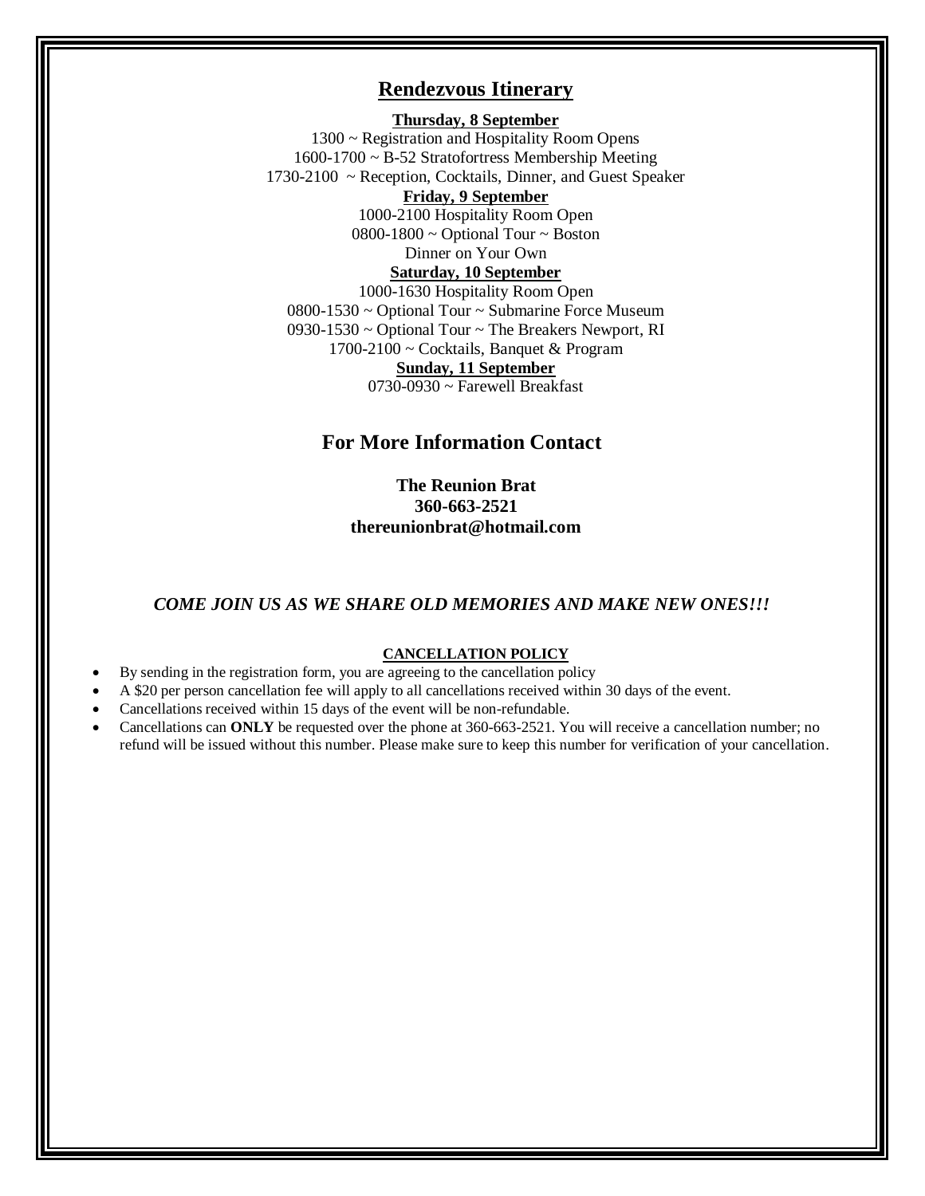## Rendezvous Itinerary

**Thursday, 8 September**

1300 ~ Registration and Hospitality Room Opens
1600-1700 ~ B-52 Stratofortress Membership Meeting
1730-2100 ~ Reception, Cocktails, Dinner, and Guest Speaker

**Friday, 9 September**

1000-2100 Hospitality Room Open
0800-1800 ~ Optional Tour ~ Boston
Dinner on Your Own

**Saturday, 10 September**

1000-1630 Hospitality Room Open
0800-1530 ~ Optional Tour ~ Submarine Force Museum
0930-1530 ~ Optional Tour ~ The Breakers Newport, RI
1700-2100 ~ Cocktails, Banquet & Program

**Sunday, 11 September**

0730-0930 ~ Farewell Breakfast

## For More Information Contact

**The Reunion Brat**
**360-663-2521**
**thereunionbrat@hotmail.com**

***COME JOIN US AS WE SHARE OLD MEMORIES AND MAKE NEW ONES!!!***

**CANCELLATION POLICY**

- By sending in the registration form, you are agreeing to the cancellation policy
- A $20 per person cancellation fee will apply to all cancellations received within 30 days of the event.
- Cancellations received within 15 days of the event will be non-refundable.
- Cancellations can **ONLY** be requested over the phone at 360-663-2521. You will receive a cancellation number; no refund will be issued without this number. Please make sure to keep this number for verification of your cancellation.